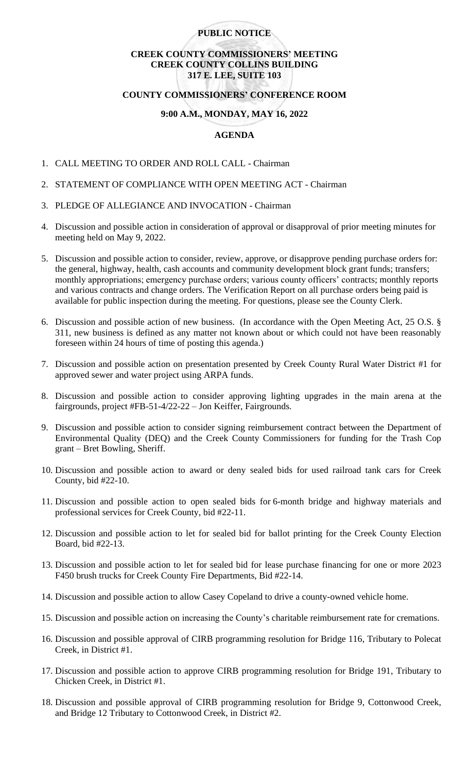**PUBLIC NOTICE**

**CREEK COUNTY COMMISSIONERS' MEETING**
**CREEK COUNTY COLLINS BUILDING**
**317 E. LEE, SUITE 103**

**COUNTY COMMISSIONERS' CONFERENCE ROOM**

**9:00 A.M., MONDAY, MAY 16, 2022**

**AGENDA**

1. CALL MEETING TO ORDER AND ROLL CALL - Chairman
2. STATEMENT OF COMPLIANCE WITH OPEN MEETING ACT - Chairman
3. PLEDGE OF ALLEGIANCE AND INVOCATION - Chairman
4. Discussion and possible action in consideration of approval or disapproval of prior meeting minutes for meeting held on May 9, 2022.
5. Discussion and possible action to consider, review, approve, or disapprove pending purchase orders for: the general, highway, health, cash accounts and community development block grant funds; transfers; monthly appropriations; emergency purchase orders; various county officers' contracts; monthly reports and various contracts and change orders. The Verification Report on all purchase orders being paid is available for public inspection during the meeting. For questions, please see the County Clerk.
6. Discussion and possible action of new business. (In accordance with the Open Meeting Act, 25 O.S. § 311, new business is defined as any matter not known about or which could not have been reasonably foreseen within 24 hours of time of posting this agenda.)
7. Discussion and possible action on presentation presented by Creek County Rural Water District #1 for approved sewer and water project using ARPA funds.
8. Discussion and possible action to consider approving lighting upgrades in the main arena at the fairgrounds, project #FB-51-4/22-22 – Jon Keiffer, Fairgrounds.
9. Discussion and possible action to consider signing reimbursement contract between the Department of Environmental Quality (DEQ) and the Creek County Commissioners for funding for the Trash Cop grant – Bret Bowling, Sheriff.
10. Discussion and possible action to award or deny sealed bids for used railroad tank cars for Creek County, bid #22-10.
11. Discussion and possible action to open sealed bids for 6-month bridge and highway materials and professional services for Creek County, bid #22-11.
12. Discussion and possible action to let for sealed bid for ballot printing for the Creek County Election Board, bid #22-13.
13. Discussion and possible action to let for sealed bid for lease purchase financing for one or more 2023 F450 brush trucks for Creek County Fire Departments, Bid #22-14.
14. Discussion and possible action to allow Casey Copeland to drive a county-owned vehicle home.
15. Discussion and possible action on increasing the County's charitable reimbursement rate for cremations.
16. Discussion and possible approval of CIRB programming resolution for Bridge 116, Tributary to Polecat Creek, in District #1.
17. Discussion and possible action to approve CIRB programming resolution for Bridge 191, Tributary to Chicken Creek, in District #1.
18. Discussion and possible approval of CIRB programming resolution for Bridge 9, Cottonwood Creek, and Bridge 12 Tributary to Cottonwood Creek, in District #2.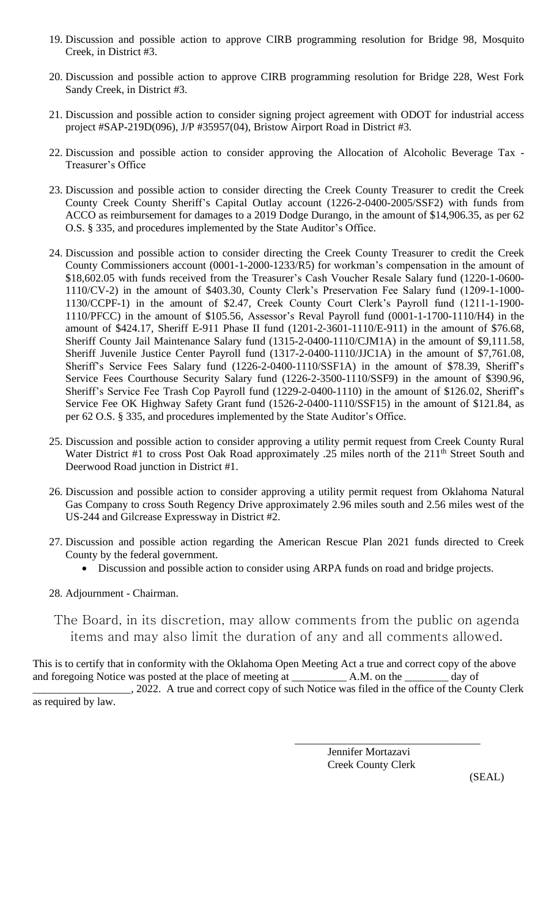19. Discussion and possible action to approve CIRB programming resolution for Bridge 98, Mosquito Creek, in District #3.

20. Discussion and possible action to approve CIRB programming resolution for Bridge 228, West Fork Sandy Creek, in District #3.

21. Discussion and possible action to consider signing project agreement with ODOT for industrial access project #SAP-219D(096), J/P #35957(04), Bristow Airport Road in District #3.

22. Discussion and possible action to consider approving the Allocation of Alcoholic Beverage Tax - Treasurer's Office

23. Discussion and possible action to consider directing the Creek County Treasurer to credit the Creek County Creek County Sheriff's Capital Outlay account (1226-2-0400-2005/SSF2) with funds from ACCO as reimbursement for damages to a 2019 Dodge Durango, in the amount of $14,906.35, as per 62 O.S. § 335, and procedures implemented by the State Auditor's Office.

24. Discussion and possible action to consider directing the Creek County Treasurer to credit the Creek County Commissioners account (0001-1-2000-1233/R5) for workman's compensation in the amount of $18,602.05 with funds received from the Treasurer's Cash Voucher Resale Salary fund (1220-1-0600-1110/CV-2) in the amount of $403.30, County Clerk's Preservation Fee Salary fund (1209-1-1000-1130/CCPF-1) in the amount of $2.47, Creek County Court Clerk's Payroll fund (1211-1-1900-1110/PFCC) in the amount of $105.56, Assessor's Reval Payroll fund (0001-1-1700-1110/H4) in the amount of $424.17, Sheriff E-911 Phase II fund (1201-2-3601-1110/E-911) in the amount of $76.68, Sheriff County Jail Maintenance Salary fund (1315-2-0400-1110/CJM1A) in the amount of $9,111.58, Sheriff Juvenile Justice Center Payroll fund (1317-2-0400-1110/JJC1A) in the amount of $7,761.08, Sheriff's Service Fees Salary fund (1226-2-0400-1110/SSF1A) in the amount of $78.39, Sheriff's Service Fees Courthouse Security Salary fund (1226-2-3500-1110/SSF9) in the amount of $390.96, Sheriff's Service Fee Trash Cop Payroll fund (1229-2-0400-1110) in the amount of $126.02, Sheriff's Service Fee OK Highway Safety Grant fund (1526-2-0400-1110/SSF15) in the amount of $121.84, as per 62 O.S. § 335, and procedures implemented by the State Auditor's Office.

25. Discussion and possible action to consider approving a utility permit request from Creek County Rural Water District #1 to cross Post Oak Road approximately .25 miles north of the 211th Street South and Deerwood Road junction in District #1.

26. Discussion and possible action to consider approving a utility permit request from Oklahoma Natural Gas Company to cross South Regency Drive approximately 2.96 miles south and 2.56 miles west of the US-244 and Gilcrease Expressway in District #2.

27. Discussion and possible action regarding the American Rescue Plan 2021 funds directed to Creek County by the federal government.
    - Discussion and possible action to consider using ARPA funds on road and bridge projects.

28. Adjournment - Chairman.

The Board, in its discretion, may allow comments from the public on agenda items and may also limit the duration of any and all comments allowed.

This is to certify that in conformity with the Oklahoma Open Meeting Act a true and correct copy of the above and foregoing Notice was posted at the place of meeting at __________ A.M. on the ________ day of __________________, 2022. A true and correct copy of such Notice was filed in the office of the County Clerk as required by law.

__________________________________

Jennifer Mortazavi
Creek County Clerk

(SEAL)